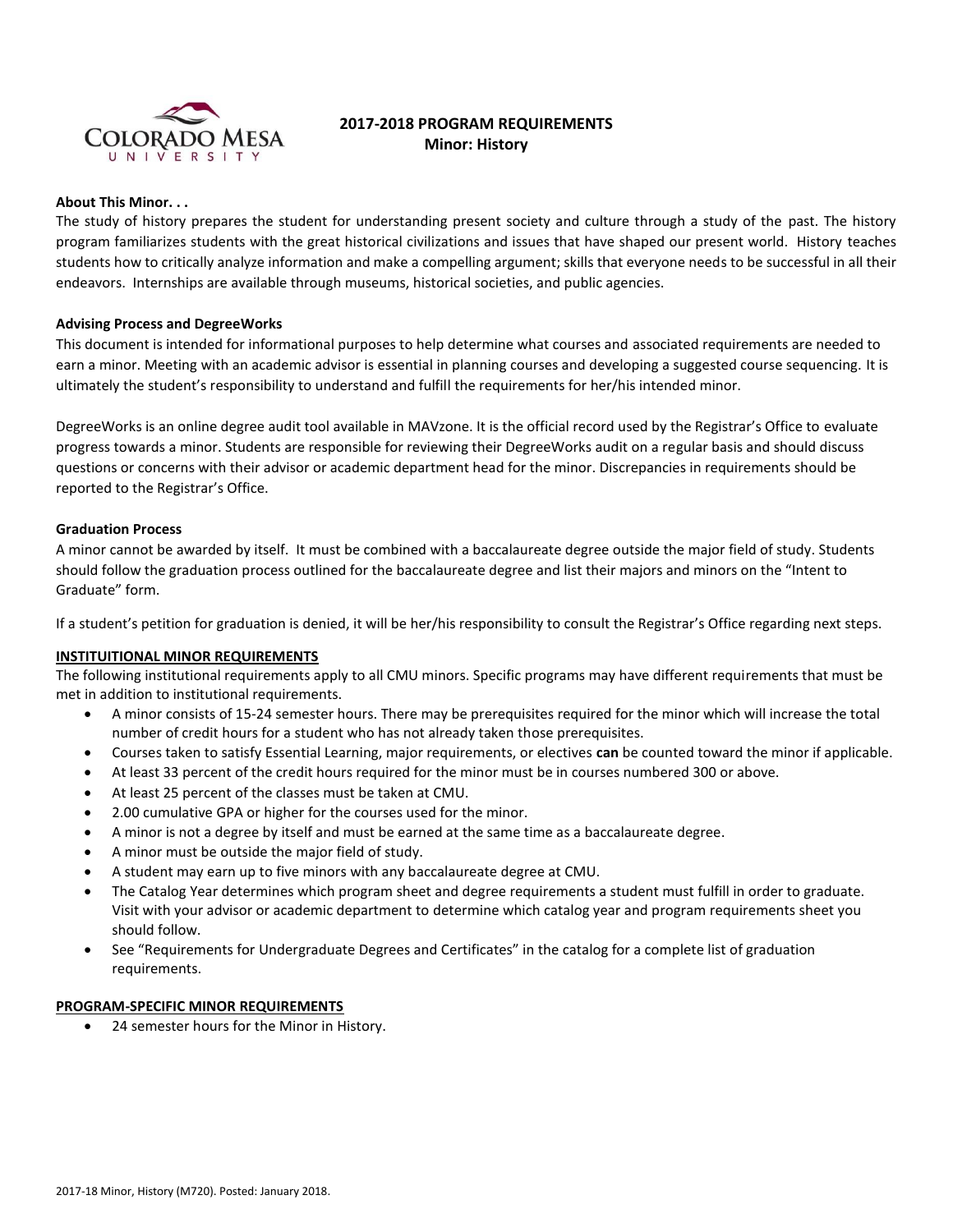# 2017-2018 PROGRAM REQUIREMENTS
## Minor: History

**About This Minor. . .**

The study of history prepares the student for understanding present society and culture through a study of the past. The history program familiarizes students with the great historical civilizations and issues that have shaped our present world. History teaches students how to critically analyze information and make a compelling argument; skills that everyone needs to be successful in all their endeavors. Internships are available through museums, historical societies, and public agencies.

**Advising Process and DegreeWorks**

This document is intended for informational purposes to help determine what courses and associated requirements are needed to earn a minor. Meeting with an academic advisor is essential in planning courses and developing a suggested course sequencing. It is ultimately the student's responsibility to understand and fulfill the requirements for her/his intended minor.

DegreeWorks is an online degree audit tool available in MAVzone. It is the official record used by the Registrar's Office to evaluate progress towards a minor. Students are responsible for reviewing their DegreeWorks audit on a regular basis and should discuss questions or concerns with their advisor or academic department head for the minor. Discrepancies in requirements should be reported to the Registrar's Office.

**Graduation Process**

A minor cannot be awarded by itself. It must be combined with a baccalaureate degree outside the major field of study. Students should follow the graduation process outlined for the baccalaureate degree and list their majors and minors on the "Intent to Graduate" form.

If a student's petition for graduation is denied, it will be her/his responsibility to consult the Registrar's Office regarding next steps.

**INSTITUITIONAL MINOR REQUIREMENTS**

The following institutional requirements apply to all CMU minors. Specific programs may have different requirements that must be met in addition to institutional requirements.

- A minor consists of 15-24 semester hours. There may be prerequisites required for the minor which will increase the total number of credit hours for a student who has not already taken those prerequisites.
- Courses taken to satisfy Essential Learning, major requirements, or electives **can** be counted toward the minor if applicable.
- At least 33 percent of the credit hours required for the minor must be in courses numbered 300 or above.
- At least 25 percent of the classes must be taken at CMU.
- 2.00 cumulative GPA or higher for the courses used for the minor.
- A minor is not a degree by itself and must be earned at the same time as a baccalaureate degree.
- A minor must be outside the major field of study.
- A student may earn up to five minors with any baccalaureate degree at CMU.
- The Catalog Year determines which program sheet and degree requirements a student must fulfill in order to graduate. Visit with your advisor or academic department to determine which catalog year and program requirements sheet you should follow.
- See "Requirements for Undergraduate Degrees and Certificates" in the catalog for a complete list of graduation requirements.

**PROGRAM-SPECIFIC MINOR REQUIREMENTS**

- 24 semester hours for the Minor in History.

2017-18 Minor, History (M720). Posted: January 2018.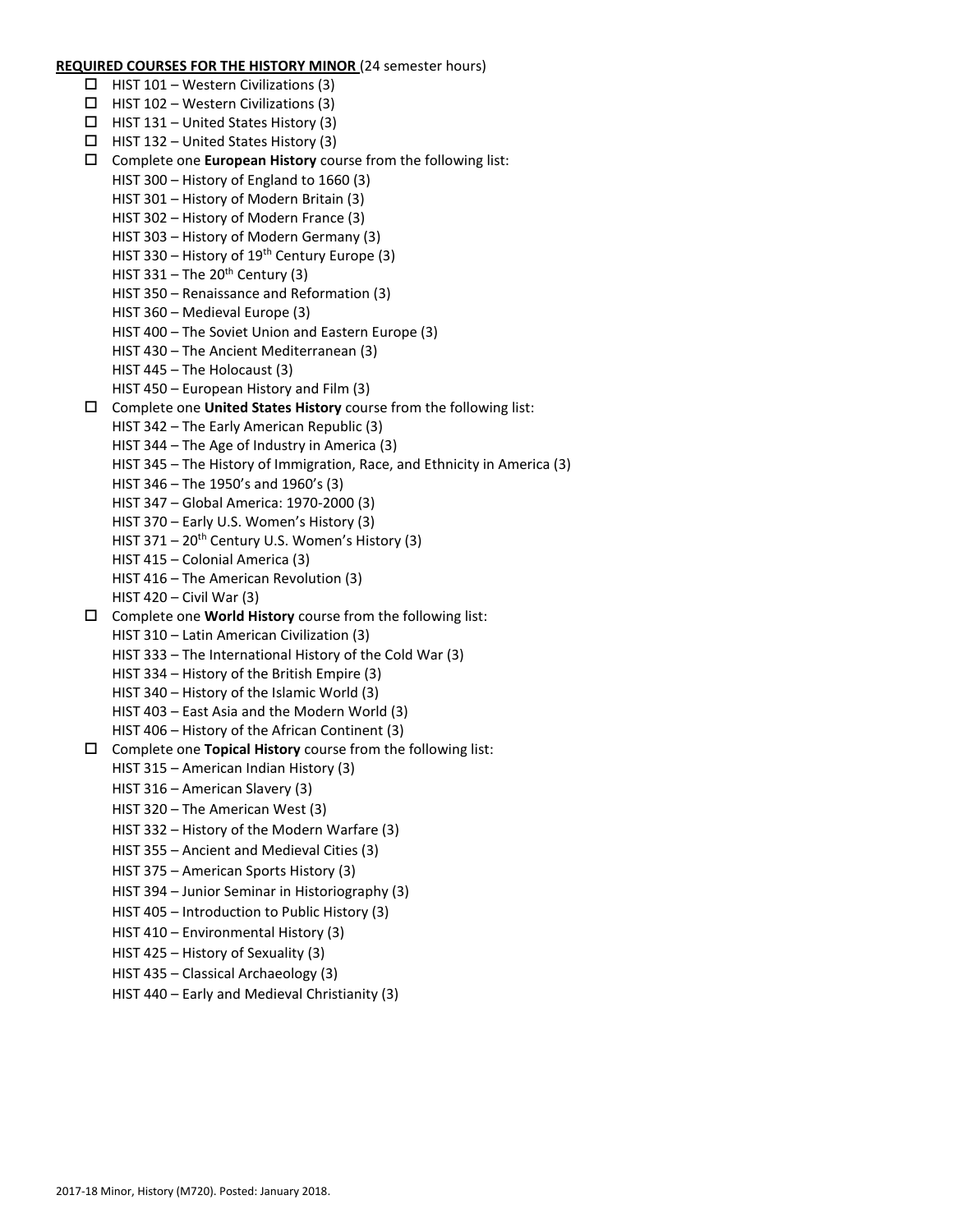**<u>REQUIRED COURSES FOR THE HISTORY MINOR</u>** (24 semester hours)

- ☐ HIST 101 – Western Civilizations (3)
- ☐ HIST 102 – Western Civilizations (3)
- ☐ HIST 131 – United States History (3)
- ☐ HIST 132 – United States History (3)
- ☐ Complete one **European History** course from the following list:
  - HIST 300 – History of England to 1660 (3)
  - HIST 301 – History of Modern Britain (3)
  - HIST 302 – History of Modern France (3)
  - HIST 303 – History of Modern Germany (3)
  - HIST 330 – History of 19th Century Europe (3)
  - HIST 331 – The 20th Century (3)
  - HIST 350 – Renaissance and Reformation (3)
  - HIST 360 – Medieval Europe (3)
  - HIST 400 – The Soviet Union and Eastern Europe (3)
  - HIST 430 – The Ancient Mediterranean (3)
  - HIST 445 – The Holocaust (3)
  - HIST 450 – European History and Film (3)
- ☐ Complete one **United States History** course from the following list:
  - HIST 342 – The Early American Republic (3)
  - HIST 344 – The Age of Industry in America (3)
  - HIST 345 – The History of Immigration, Race, and Ethnicity in America (3)
  - HIST 346 – The 1950's and 1960's (3)
  - HIST 347 – Global America: 1970-2000 (3)
  - HIST 370 – Early U.S. Women's History (3)
  - HIST 371 – 20th Century U.S. Women's History (3)
  - HIST 415 – Colonial America (3)
  - HIST 416 – The American Revolution (3)
  - HIST 420 – Civil War (3)
- ☐ Complete one **World History** course from the following list:
  - HIST 310 – Latin American Civilization (3)
  - HIST 333 – The International History of the Cold War (3)
  - HIST 334 – History of the British Empire (3)
  - HIST 340 – History of the Islamic World (3)
  - HIST 403 – East Asia and the Modern World (3)
  - HIST 406 – History of the African Continent (3)
- ☐ Complete one **Topical History** course from the following list:
  - HIST 315 – American Indian History (3)
  - HIST 316 – American Slavery (3)
  - HIST 320 – The American West (3)
  - HIST 332 – History of the Modern Warfare (3)
  - HIST 355 – Ancient and Medieval Cities (3)
  - HIST 375 – American Sports History (3)
  - HIST 394 – Junior Seminar in Historiography (3)
  - HIST 405 – Introduction to Public History (3)
  - HIST 410 – Environmental History (3)
  - HIST 425 – History of Sexuality (3)
  - HIST 435 – Classical Archaeology (3)
  - HIST 440 – Early and Medieval Christianity (3)

2017-18 Minor, History (M720). Posted: January 2018.